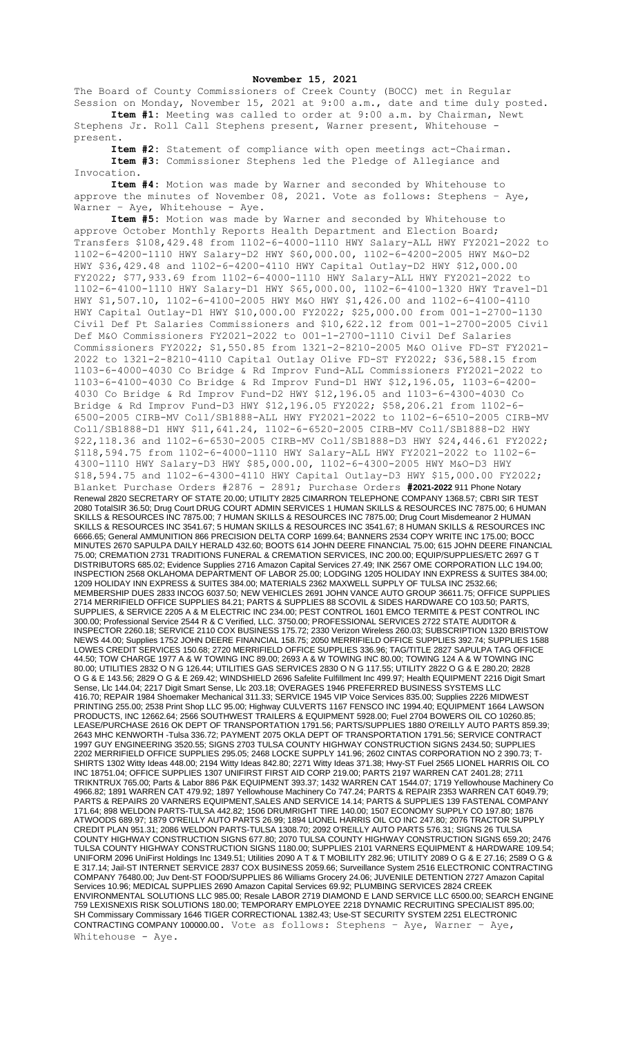**November 15, 2021**

The Board of County Commissioners of Creek County (BOCC) met in Regular Session on Monday, November 15, 2021 at 9:00 a.m., date and time duly posted.

**Item #1:** Meeting was called to order at 9:00 a.m. by Chairman, Newt Stephens Jr. Roll Call Stephens present, Warner present, Whitehouse - present.

**Item #2:** Statement of compliance with open meetings act-Chairman.

**Item #3:** Commissioner Stephens led the Pledge of Allegiance and Invocation.

**Item #4:** Motion was made by Warner and seconded by Whitehouse to approve the minutes of November 08, 2021. Vote as follows: Stephens – Aye, Warner – Aye, Whitehouse - Aye.

**Item #5:** Motion was made by Warner and seconded by Whitehouse to approve October Monthly Reports Health Department and Election Board; Transfers $108,429.48 from 1102-6-4000-1110 HWY Salary-ALL HWY FY2021-2022 to 1102-6-4200-1110 HWY Salary-D2 HWY $60,000.00, 1102-6-4200-2005 HWY M&O-D2 HWY $36,429.48 and 1102-6-4200-4110 HWY Capital Outlay-D2 HWY $12,000.00 FY2022; $77,933.69 from 1102-6-4000-1110 HWY Salary-ALL HWY FY2021-2022 to 1102-6-4100-1110 HWY Salary-D1 HWY $65,000.00, 1102-6-4100-1320 HWY Travel-D1 HWY $1,507.10, 1102-6-4100-2005 HWY M&O HWY $1,426.00 and 1102-6-4100-4110 HWY Capital Outlay-D1 HWY $10,000.00 FY2022; $25,000.00 from 001-1-2700-1130 Civil Def Pt Salaries Commissioners and $10,622.12 from 001-1-2700-2005 Civil Def M&O Commissioners FY2021-2022 to 001-1-2700-1110 Civil Def Salaries Commissioners FY2022; $1,550.85 from 1321-2-8210-2005 M&O Olive FD-ST FY2021-2022 to 1321-2-8210-4110 Capital Outlay Olive FD-ST FY2022; $36,588.15 from 1103-6-4000-4030 Co Bridge & Rd Improv Fund-ALL Commissioners FY2021-2022 to 1103-6-4100-4030 Co Bridge & Rd Improv Fund-D1 HWY $12,196.05, 1103-6-4200-4030 Co Bridge & Rd Improv Fund-D2 HWY $12,196.05 and 1103-6-4300-4030 Co Bridge & Rd Improv Fund-D3 HWY $12,196.05 FY2022; $58,206.21 from 1102-6-6500-2005 CIRB-MV Coll/SB1888-ALL HWY FY2021-2022 to 1102-6-6510-2005 CIRB-MV Coll/SB1888-D1 HWY $11,641.24, 1102-6-6520-2005 CIRB-MV Coll/SB1888-D2 HWY $22,118.36 and 1102-6-6530-2005 CIRB-MV Coll/SB1888-D3 HWY $24,446.61 FY2022; $118,594.75 from 1102-6-4000-1110 HWY Salary-ALL HWY FY2021-2022 to 1102-6-4300-1110 HWY Salary-D3 HWY $85,000.00, 1102-6-4300-2005 HWY M&O-D3 HWY $18,594.75 and 1102-6-4300-4110 HWY Capital Outlay-D3 HWY $15,000.00 FY2022; Blanket Purchase Orders #2876 - 2891; Purchase Orders **#2021-2022** 911 Phone Notary Renewal 2820 SECRETARY OF STATE 20.00; UTILITY 2825 CIMARRON TELEPHONE COMPANY 1368.57; CBRI SIR TEST 2080 TotalSIR 36.50; Drug Court DRUG COURT ADMIN SERVICES 1 HUMAN SKILLS & RESOURCES INC 7875.00; 6 HUMAN SKILLS & RESOURCES INC 7875.00; 7 HUMAN SKILLS & RESOURCES INC 7875.00; Drug Court Misdemeanor 2 HUMAN SKILLS & RESOURCES INC 3541.67; 5 HUMAN SKILLS & RESOURCES INC 3541.67; 8 HUMAN SKILLS & RESOURCES INC 6666.65; General AMMUNITION 866 PRECISION DELTA CORP 1699.64; BANNERS 2534 COPY WRITE INC 175.00; BOCC MINUTES 2670 SAPULPA DAILY HERALD 432.60; BOOTS 614 JOHN DEERE FINANCIAL 75.00; 615 JOHN DEERE FINANCIAL 75.00; CREMATION 2731 TRADITIONS FUNERAL & CREMATION SERVICES, INC 200.00; EQUIP/SUPPLIES/ETC 2697 G T DISTRIBUTORS 685.02; Evidence Supplies 2716 Amazon Capital Services 27.49; INK 2567 OME CORPORATION LLC 194.00; INSPECTION 2568 OKLAHOMA DEPARTMENT OF LABOR 25.00; LODGING 1205 HOLIDAY INN EXPRESS & SUITES 384.00; 1209 HOLIDAY INN EXPRESS & SUITES 384.00; MATERIALS 2362 MAXWELL SUPPLY OF TULSA INC 2532.66; MEMBERSHIP DUES 2833 INCOG 6037.50; NEW VEHICLES 2691 JOHN VANCE AUTO GROUP 36611.75; OFFICE SUPPLIES 2714 MERRIFIELD OFFICE SUPPLIES 84.21; PARTS & SUPPLIES 88 SCOVIL & SIDES HARDWARE CO 103.50; PARTS, SUPPLIES, & SERVICE 2205 A & M ELECTRIC INC 234.00; PEST CONTROL 1601 EMCO TERMITE & PEST CONTROL INC 300.00; Professional Service 2544 R & C Verified, LLC. 3750.00; PROFESSIONAL SERVICES 2722 STATE AUDITOR & INSPECTOR 2260.18; SERVICE 2110 COX BUSINESS 175.72; 2330 Verizon Wireless 260.03; SUBSCRIPTION 1320 BRISTOW NEWS 44.00; Supplies 1752 JOHN DEERE FINANCIAL 158.75; 2050 MERRIFIELD OFFICE SUPPLIES 392.74; SUPPLIES 1588 LOWES CREDIT SERVICES 150.68; 2720 MERRIFIELD OFFICE SUPPLIES 336.96; TAG/TITLE 2827 SAPULPA TAG OFFICE 44.50; TOW CHARGE 1977 A & W TOWING INC 89.00; 2693 A & W TOWING INC 80.00; TOWING 124 A & W TOWING INC 80.00; UTILITIES 2832 O N G 126.44; UTILITIES GAS SERVICES 2830 O N G 117.55; UTILITY 2822 O G & E 280.20; 2828 O G & E 143.56; 2829 O G & E 269.42; WINDSHIELD 2696 Safelite Fulfillment Inc 499.97; Health EQUIPMENT 2216 Digit Smart Sense, Llc 144.04; 2217 Digit Smart Sense, Llc 203.18; OVERAGES 1946 PREFERRED BUSINESS SYSTEMS LLC 416.70; REPAIR 1984 Shoemaker Mechanical 311.33; SERVICE 1945 VIP Voice Services 835.00; Supplies 2226 MIDWEST PRINTING 255.00; 2538 Print Shop LLC 95.00; Highway CULVERTS 1167 FENSCO INC 1994.40; EQUIPMENT 1664 LAWSON PRODUCTS, INC 12662.64; 2566 SOUTHWEST TRAILERS & EQUIPMENT 5928.00; Fuel 2704 BOWERS OIL CO 10260.85; LEASE/PURCHASE 2616 OK DEPT OF TRANSPORTATION 1791.56; PARTS/SUPPLIES 1880 O'REILLY AUTO PARTS 859.39; 2643 MHC KENWORTH -Tulsa 336.72; PAYMENT 2075 OKLA DEPT OF TRANSPORTATION 1791.56; SERVICE CONTRACT 1997 GUY ENGINEERING 3520.55; SIGNS 2703 TULSA COUNTY HIGHWAY CONSTRUCTION SIGNS 2434.50; SUPPLIES 2202 MERRIFIELD OFFICE SUPPLIES 295.05; 2468 LOCKE SUPPLY 141.96; 2602 CINTAS CORPORATION NO 2 390.73; T-SHIRTS 1302 Witty Ideas 448.00; 2194 Witty Ideas 842.80; 2271 Witty Ideas 371.38; Hwy-ST Fuel 2565 LIONEL HARRIS OIL CO INC 18751.04; OFFICE SUPPLIES 1307 UNIFIRST FIRST AID CORP 219.00; PARTS 2197 WARREN CAT 2401.28; 2711 TRIKNTRUX 765.00; Parts & Labor 886 P&K EQUIPMENT 393.37; 1432 WARREN CAT 1544.07; 1719 Yellowhouse Machinery Co 4966.82; 1891 WARREN CAT 479.92; 1897 Yellowhouse Machinery Co 747.24; PARTS & REPAIR 2353 WARREN CAT 6049.79; PARTS & REPAIRS 20 VARNERS EQUIPMENT,SALES AND SERVICE 14.14; PARTS & SUPPLIES 139 FASTENAL COMPANY 171.64; 898 WELDON PARTS-TULSA 442.82; 1506 DRUMRIGHT TIRE 140.00; 1507 ECONOMY SUPPLY CO 197.80; 1876 ATWOODS 689.97; 1879 O'REILLY AUTO PARTS 26.99; 1894 LIONEL HARRIS OIL CO INC 247.80; 2076 TRACTOR SUPPLY CREDIT PLAN 951.31; 2086 WELDON PARTS-TULSA 1308.70; 2092 O'REILLY AUTO PARTS 576.31; SIGNS 26 TULSA COUNTY HIGHWAY CONSTRUCTION SIGNS 677.80; 2070 TULSA COUNTY HIGHWAY CONSTRUCTION SIGNS 659.20; 2476 TULSA COUNTY HIGHWAY CONSTRUCTION SIGNS 1180.00; SUPPLIES 2101 VARNERS EQUIPMENT & HARDWARE 109.54; UNIFORM 2096 UniFirst Holdings Inc 1349.51; Utilities 2090 A T & T MOBILITY 282.96; UTILITY 2089 O G & E 27.16; 2589 O G & E 317.14; Jail-ST INTERNET SERVICE 2837 COX BUSINESS 2059.66; Surveillance System 2516 ELECTRONIC CONTRACTING COMPANY 76480.00; Juv Dent-ST FOOD/SUPPLIES 86 Williams Grocery 24.06; JUVENILE DETENTION 2727 Amazon Capital Services 10.96; MEDICAL SUPPLIES 2690 Amazon Capital Services 69.92; PLUMBING SERVICES 2824 CREEK ENVIRONMENTAL SOLUTIONS LLC 985.00; Resale LABOR 2719 DIAMOND E LAND SERVICE LLC 6500.00; SEARCH ENGINE 759 LEXISNEXIS RISK SOLUTIONS 180.00; TEMPORARY EMPLOYEE 2218 DYNAMIC RECRUITING SPECIALIST 895.00; SH Commissary Commissary 1646 TIGER CORRECTIONAL 1382.43; Use-ST SECURITY SYSTEM 2251 ELECTRONIC CONTRACTING COMPANY 100000.00. Vote as follows: Stephens – Aye, Warner – Aye, Whitehouse - Aye.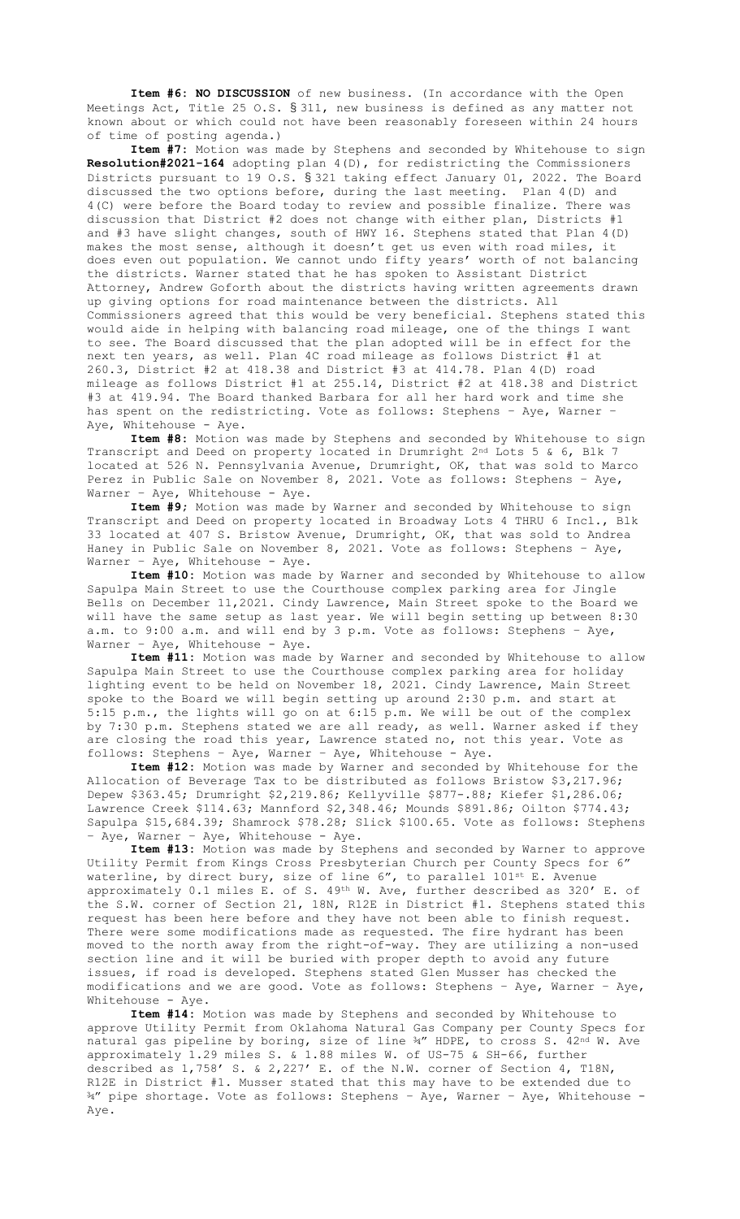**Item #6: NO DISCUSSION** of new business. (In accordance with the Open Meetings Act, Title 25 O.S. § 311, new business is defined as any matter not known about or which could not have been reasonably foreseen within 24 hours of time of posting agenda.)

**Item #7:** Motion was made by Stephens and seconded by Whitehouse to sign **Resolution#2021-164** adopting plan 4(D), for redistricting the Commissioners Districts pursuant to 19 O.S. § 321 taking effect January 01, 2022. The Board discussed the two options before, during the last meeting. Plan 4(D) and 4(C) were before the Board today to review and possible finalize. There was discussion that District #2 does not change with either plan, Districts #1 and #3 have slight changes, south of HWY 16. Stephens stated that Plan 4(D) makes the most sense, although it doesn't get us even with road miles, it does even out population. We cannot undo fifty years' worth of not balancing the districts. Warner stated that he has spoken to Assistant District Attorney, Andrew Goforth about the districts having written agreements drawn up giving options for road maintenance between the districts. All Commissioners agreed that this would be very beneficial. Stephens stated this would aide in helping with balancing road mileage, one of the things I want to see. The Board discussed that the plan adopted will be in effect for the next ten years, as well. Plan 4C road mileage as follows District #1 at 260.3, District #2 at 418.38 and District #3 at 414.78. Plan 4(D) road mileage as follows District #1 at 255.14, District #2 at 418.38 and District #3 at 419.94. The Board thanked Barbara for all her hard work and time she has spent on the redistricting. Vote as follows: Stephens – Aye, Warner – Aye, Whitehouse - Aye.

**Item #8:** Motion was made by Stephens and seconded by Whitehouse to sign Transcript and Deed on property located in Drumright 2nd Lots 5 & 6, Blk 7 located at 526 N. Pennsylvania Avenue, Drumright, OK, that was sold to Marco Perez in Public Sale on November 8, 2021. Vote as follows: Stephens – Aye, Warner – Aye, Whitehouse - Aye.

**Item #9;** Motion was made by Warner and seconded by Whitehouse to sign Transcript and Deed on property located in Broadway Lots 4 THRU 6 Incl., Blk 33 located at 407 S. Bristow Avenue, Drumright, OK, that was sold to Andrea Haney in Public Sale on November 8, 2021. Vote as follows: Stephens – Aye, Warner – Aye, Whitehouse - Aye.

**Item #10:** Motion was made by Warner and seconded by Whitehouse to allow Sapulpa Main Street to use the Courthouse complex parking area for Jingle Bells on December 11,2021. Cindy Lawrence, Main Street spoke to the Board we will have the same setup as last year. We will begin setting up between 8:30 a.m. to 9:00 a.m. and will end by 3 p.m. Vote as follows: Stephens – Aye, Warner – Aye, Whitehouse - Aye.

**Item #11:** Motion was made by Warner and seconded by Whitehouse to allow Sapulpa Main Street to use the Courthouse complex parking area for holiday lighting event to be held on November 18, 2021. Cindy Lawrence, Main Street spoke to the Board we will begin setting up around 2:30 p.m. and start at 5:15 p.m., the lights will go on at 6:15 p.m. We will be out of the complex by 7:30 p.m. Stephens stated we are all ready, as well. Warner asked if they are closing the road this year, Lawrence stated no, not this year. Vote as follows: Stephens – Aye, Warner – Aye, Whitehouse - Aye.

**Item #12:** Motion was made by Warner and seconded by Whitehouse for the Allocation of Beverage Tax to be distributed as follows Bristow $3,217.96; Depew $363.45; Drumright $2,219.86; Kellyville $877-.88; Kiefer $1,286.06; Lawrence Creek $114.63; Mannford $2,348.46; Mounds $891.86; Oilton $774.43; Sapulpa $15,684.39; Shamrock $78.28; Slick $100.65. Vote as follows: Stephens – Aye, Warner – Aye, Whitehouse - Aye.

**Item #13:** Motion was made by Stephens and seconded by Warner to approve Utility Permit from Kings Cross Presbyterian Church per County Specs for 6" waterline, by direct bury, size of line 6", to parallel 101st E. Avenue approximately 0.1 miles E. of S. 49th W. Ave, further described as 320' E. of the S.W. corner of Section 21, 18N, R12E in District #1. Stephens stated this request has been here before and they have not been able to finish request. There were some modifications made as requested. The fire hydrant has been moved to the north away from the right-of-way. They are utilizing a non-used section line and it will be buried with proper depth to avoid any future issues, if road is developed. Stephens stated Glen Musser has checked the modifications and we are good. Vote as follows: Stephens – Aye, Warner – Aye, Whitehouse - Aye.

**Item #14:** Motion was made by Stephens and seconded by Whitehouse to approve Utility Permit from Oklahoma Natural Gas Company per County Specs for natural gas pipeline by boring, size of line ¾" HDPE, to cross S. 42nd W. Ave approximately 1.29 miles S. & 1.88 miles W. of US-75 & SH-66, further described as 1,758' S. & 2,227' E. of the N.W. corner of Section 4, T18N, R12E in District #1. Musser stated that this may have to be extended due to ¾" pipe shortage. Vote as follows: Stephens – Aye, Warner – Aye, Whitehouse - Aye.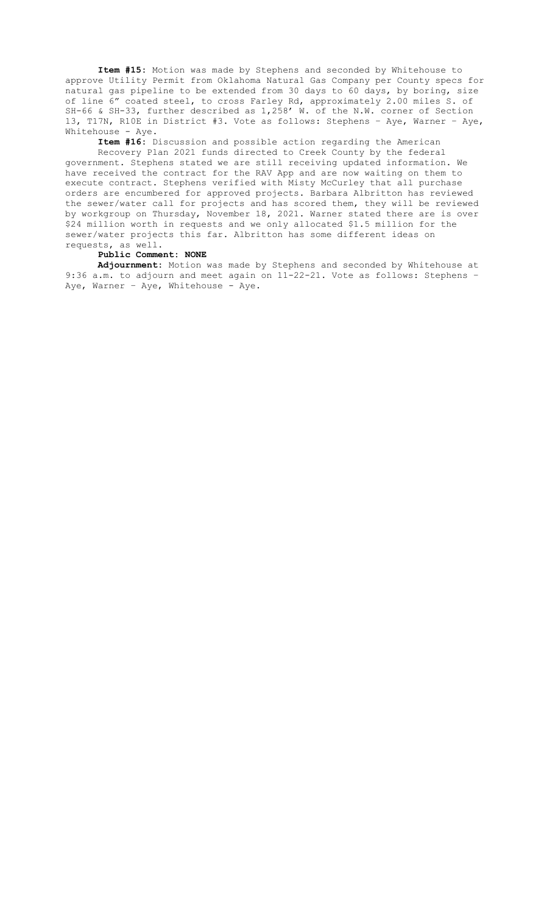**Item #15:** Motion was made by Stephens and seconded by Whitehouse to approve Utility Permit from Oklahoma Natural Gas Company per County specs for natural gas pipeline to be extended from 30 days to 60 days, by boring, size of line 6" coated steel, to cross Farley Rd, approximately 2.00 miles S. of SH-66 & SH-33, further described as 1,258' W. of the N.W. corner of Section 13, T17N, R10E in District #3. Vote as follows: Stephens – Aye, Warner – Aye, Whitehouse - Aye.

**Item #16:** Discussion and possible action regarding the American Recovery Plan 2021 funds directed to Creek County by the federal government. Stephens stated we are still receiving updated information. We have received the contract for the RAV App and are now waiting on them to execute contract. Stephens verified with Misty McCurley that all purchase orders are encumbered for approved projects. Barbara Albritton has reviewed the sewer/water call for projects and has scored them, they will be reviewed by workgroup on Thursday, November 18, 2021. Warner stated there are is over $24 million worth in requests and we only allocated $1.5 million for the sewer/water projects this far. Albritton has some different ideas on requests, as well.

**Public Comment: NONE**

**Adjournment:** Motion was made by Stephens and seconded by Whitehouse at 9:36 a.m. to adjourn and meet again on 11-22-21. Vote as follows: Stephens – Aye, Warner – Aye, Whitehouse - Aye.